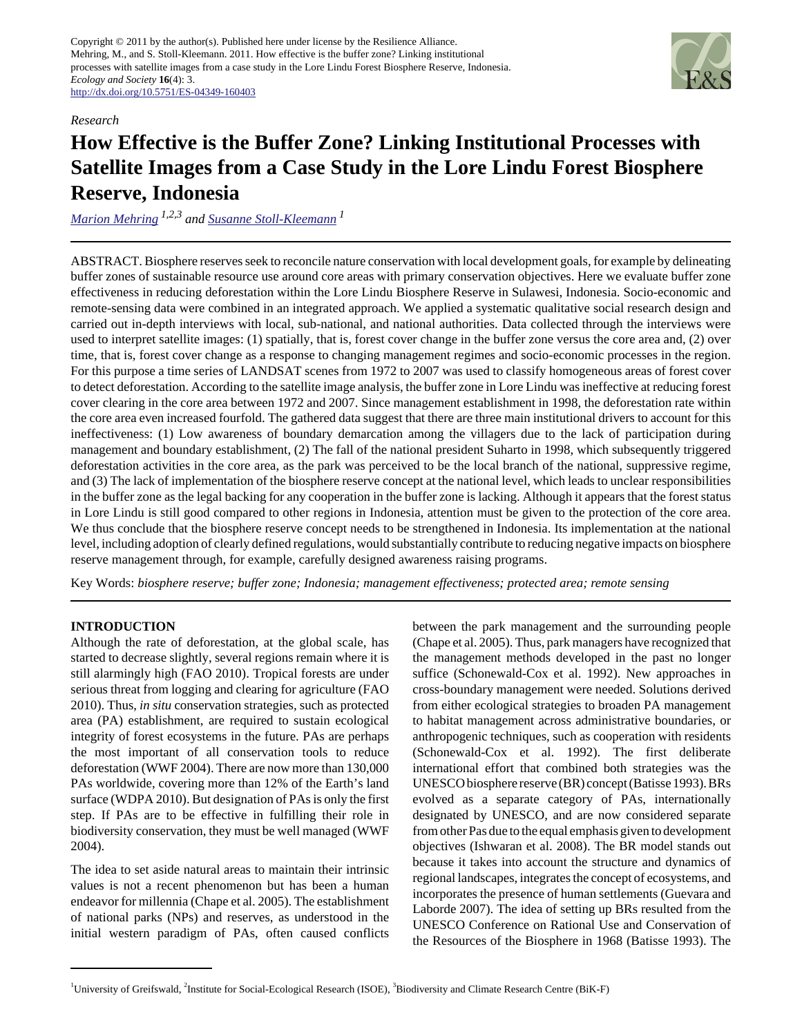Copyright © 2011 by the author(s). Published here under license by the Resilience Alliance.
Mehring, M., and S. Stoll-Kleemann. 2011. How effective is the buffer zone? Linking institutional processes with satellite images from a case study in the Lore Lindu Forest Biosphere Reserve, Indonesia. *Ecology and Society* **16**(4): 3.
http://dx.doi.org/10.5751/ES-04349-160403

*Research*

# How Effective is the Buffer Zone? Linking Institutional Processes with Satellite Images from a Case Study in the Lore Lindu Forest Biosphere Reserve, Indonesia

*Marion Mehring* [1,2,3] *and Susanne Stoll-Kleemann* [1]

ABSTRACT. Biosphere reserves seek to reconcile nature conservation with local development goals, for example by delineating buffer zones of sustainable resource use around core areas with primary conservation objectives. Here we evaluate buffer zone effectiveness in reducing deforestation within the Lore Lindu Biosphere Reserve in Sulawesi, Indonesia. Socio-economic and remote-sensing data were combined in an integrated approach. We applied a systematic qualitative social research design and carried out in-depth interviews with local, sub-national, and national authorities. Data collected through the interviews were used to interpret satellite images: (1) spatially, that is, forest cover change in the buffer zone versus the core area and, (2) over time, that is, forest cover change as a response to changing management regimes and socio-economic processes in the region. For this purpose a time series of LANDSAT scenes from 1972 to 2007 was used to classify homogeneous areas of forest cover to detect deforestation. According to the satellite image analysis, the buffer zone in Lore Lindu was ineffective at reducing forest cover clearing in the core area between 1972 and 2007. Since management establishment in 1998, the deforestation rate within the core area even increased fourfold. The gathered data suggest that there are three main institutional drivers to account for this ineffectiveness: (1) Low awareness of boundary demarcation among the villagers due to the lack of participation during management and boundary establishment, (2) The fall of the national president Suharto in 1998, which subsequently triggered deforestation activities in the core area, as the park was perceived to be the local branch of the national, suppressive regime, and (3) The lack of implementation of the biosphere reserve concept at the national level, which leads to unclear responsibilities in the buffer zone as the legal backing for any cooperation in the buffer zone is lacking. Although it appears that the forest status in Lore Lindu is still good compared to other regions in Indonesia, attention must be given to the protection of the core area. We thus conclude that the biosphere reserve concept needs to be strengthened in Indonesia. Its implementation at the national level, including adoption of clearly defined regulations, would substantially contribute to reducing negative impacts on biosphere reserve management through, for example, carefully designed awareness raising programs.

Key Words: *biosphere reserve; buffer zone; Indonesia; management effectiveness; protected area; remote sensing*

## INTRODUCTION

Although the rate of deforestation, at the global scale, has started to decrease slightly, several regions remain where it is still alarmingly high (FAO 2010). Tropical forests are under serious threat from logging and clearing for agriculture (FAO 2010). Thus, *in situ* conservation strategies, such as protected area (PA) establishment, are required to sustain ecological integrity of forest ecosystems in the future. PAs are perhaps the most important of all conservation tools to reduce deforestation (WWF 2004). There are now more than 130,000 PAs worldwide, covering more than 12% of the Earth's land surface (WDPA 2010). But designation of PAs is only the first step. If PAs are to be effective in fulfilling their role in biodiversity conservation, they must be well managed (WWF 2004).

The idea to set aside natural areas to maintain their intrinsic values is not a recent phenomenon but has been a human endeavor for millennia (Chape et al. 2005). The establishment of national parks (NPs) and reserves, as understood in the initial western paradigm of PAs, often caused conflicts between the park management and the surrounding people (Chape et al. 2005). Thus, park managers have recognized that the management methods developed in the past no longer suffice (Schonewald-Cox et al. 1992). New approaches in cross-boundary management were needed. Solutions derived from either ecological strategies to broaden PA management to habitat management across administrative boundaries, or anthropogenic techniques, such as cooperation with residents (Schonewald-Cox et al. 1992). The first deliberate international effort that combined both strategies was the UNESCO biosphere reserve (BR) concept (Batisse 1993). BRs evolved as a separate category of PAs, internationally designated by UNESCO, and are now considered separate from other Pas due to the equal emphasis given to development objectives (Ishwaran et al. 2008). The BR model stands out because it takes into account the structure and dynamics of regional landscapes, integrates the concept of ecosystems, and incorporates the presence of human settlements (Guevara and Laborde 2007). The idea of setting up BRs resulted from the UNESCO Conference on Rational Use and Conservation of the Resources of the Biosphere in 1968 (Batisse 1993). The

[1]University of Greifswald, [2]Institute for Social-Ecological Research (ISOE), [3]Biodiversity and Climate Research Centre (BiK-F)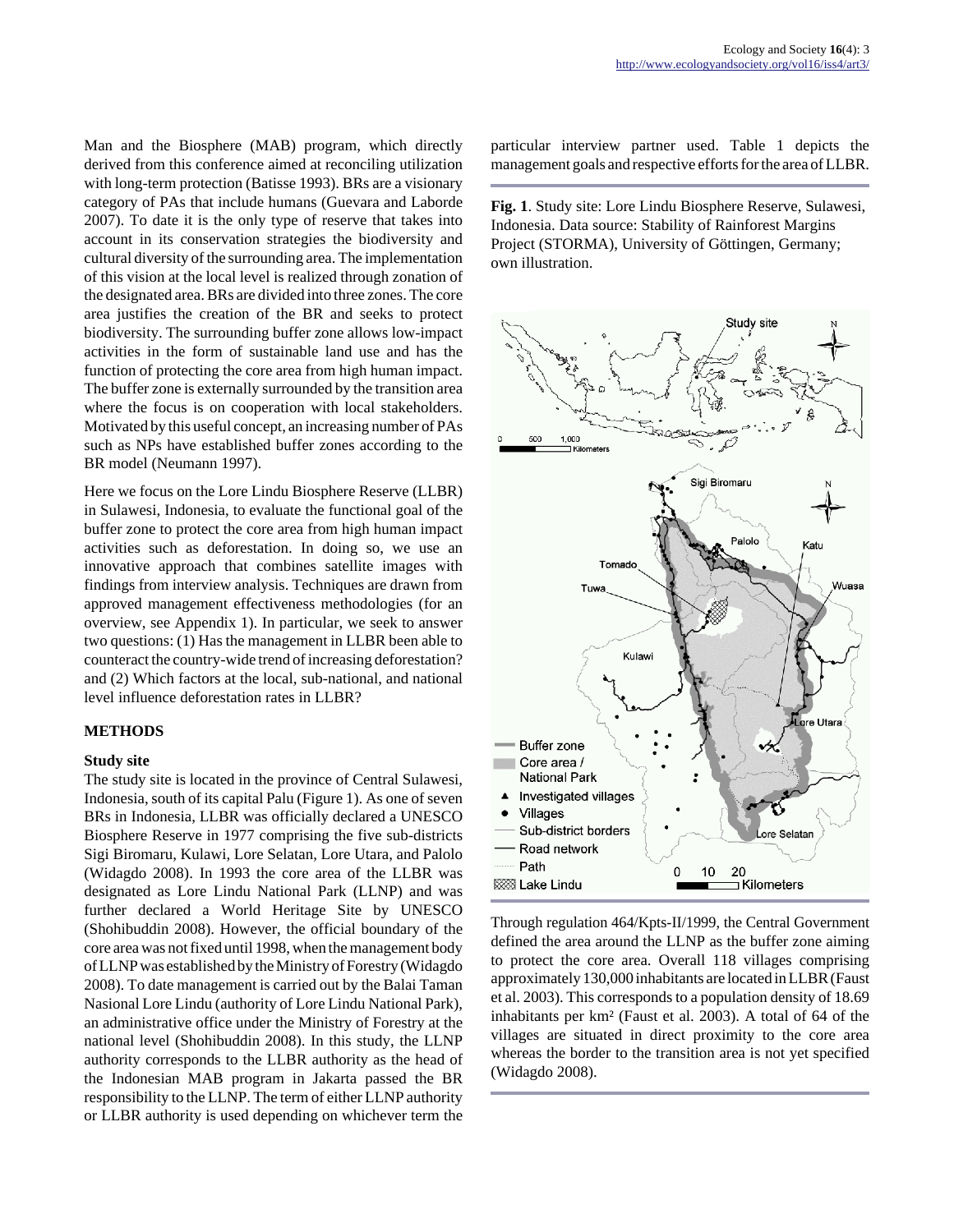Man and the Biosphere (MAB) program, which directly derived from this conference aimed at reconciling utilization with long-term protection (Batisse 1993). BRs are a visionary category of PAs that include humans (Guevara and Laborde 2007). To date it is the only type of reserve that takes into account in its conservation strategies the biodiversity and cultural diversity of the surrounding area. The implementation of this vision at the local level is realized through zonation of the designated area. BRs are divided into three zones. The core area justifies the creation of the BR and seeks to protect biodiversity. The surrounding buffer zone allows low-impact activities in the form of sustainable land use and has the function of protecting the core area from high human impact. The buffer zone is externally surrounded by the transition area where the focus is on cooperation with local stakeholders. Motivated by this useful concept, an increasing number of PAs such as NPs have established buffer zones according to the BR model (Neumann 1997).

Here we focus on the Lore Lindu Biosphere Reserve (LLBR) in Sulawesi, Indonesia, to evaluate the functional goal of the buffer zone to protect the core area from high human impact activities such as deforestation. In doing so, we use an innovative approach that combines satellite images with findings from interview analysis. Techniques are drawn from approved management effectiveness methodologies (for an overview, see Appendix 1). In particular, we seek to answer two questions: (1) Has the management in LLBR been able to counteract the country-wide trend of increasing deforestation? and (2) Which factors at the local, sub-national, and national level influence deforestation rates in LLBR?

## METHODS

### Study site

The study site is located in the province of Central Sulawesi, Indonesia, south of its capital Palu (Figure 1). As one of seven BRs in Indonesia, LLBR was officially declared a UNESCO Biosphere Reserve in 1977 comprising the five sub-districts Sigi Biromaru, Kulawi, Lore Selatan, Lore Utara, and Palolo (Widagdo 2008). In 1993 the core area of the LLBR was designated as Lore Lindu National Park (LLNP) and was further declared a World Heritage Site by UNESCO (Shohibuddin 2008). However, the official boundary of the core area was not fixed until 1998, when the management body of LLNP was established by the Ministry of Forestry (Widagdo 2008). To date management is carried out by the Balai Taman Nasional Lore Lindu (authority of Lore Lindu National Park), an administrative office under the Ministry of Forestry at the national level (Shohibuddin 2008). In this study, the LLNP authority corresponds to the LLBR authority as the head of the Indonesian MAB program in Jakarta passed the BR responsibility to the LLNP. The term of either LLNP authority or LLBR authority is used depending on whichever term the particular interview partner used. Table 1 depicts the management goals and respective efforts for the area of LLBR.

**Fig. 1**. Study site: Lore Lindu Biosphere Reserve, Sulawesi, Indonesia. Data source: Stability of Rainforest Margins Project (STORMA), University of Göttingen, Germany; own illustration.

Through regulation 464/Kpts-II/1999, the Central Government defined the area around the LLNP as the buffer zone aiming to protect the core area. Overall 118 villages comprising approximately 130,000 inhabitants are located in LLBR (Faust et al. 2003). This corresponds to a population density of 18.69 inhabitants per km² (Faust et al. 2003). A total of 64 of the villages are situated in direct proximity to the core area whereas the border to the transition area is not yet specified (Widagdo 2008).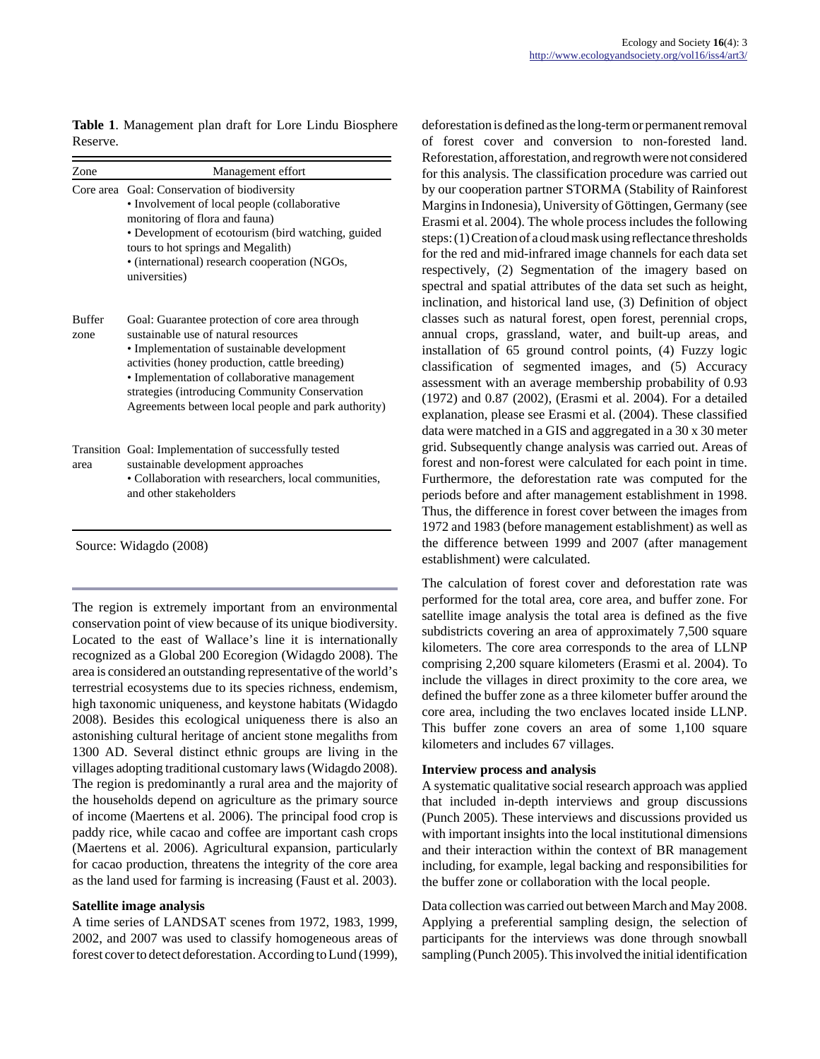**Table 1**. Management plan draft for Lore Lindu Biosphere Reserve.

| Zone | Management effort |
|---|---|
| Core area | Goal: Conservation of biodiversity<br>• Involvement of local people (collaborative monitoring of flora and fauna)<br>• Development of ecotourism (bird watching, guided tours to hot springs and Megalith)<br>• (international) research cooperation (NGOs, universities) |
| Buffer zone | Goal: Guarantee protection of core area through sustainable use of natural resources<br>• Implementation of sustainable development activities (honey production, cattle breeding)<br>• Implementation of collaborative management strategies (introducing Community Conservation Agreements between local people and park authority) |
| Transition area | Goal: Implementation of successfully tested sustainable development approaches<br>• Collaboration with researchers, local communities, and other stakeholders |

Source: Widagdo (2008)

The region is extremely important from an environmental conservation point of view because of its unique biodiversity. Located to the east of Wallace's line it is internationally recognized as a Global 200 Ecoregion (Widagdo 2008). The area is considered an outstanding representative of the world's terrestrial ecosystems due to its species richness, endemism, high taxonomic uniqueness, and keystone habitats (Widagdo 2008). Besides this ecological uniqueness there is also an astonishing cultural heritage of ancient stone megaliths from 1300 AD. Several distinct ethnic groups are living in the villages adopting traditional customary laws (Widagdo 2008). The region is predominantly a rural area and the majority of the households depend on agriculture as the primary source of income (Maertens et al. 2006). The principal food crop is paddy rice, while cacao and coffee are important cash crops (Maertens et al. 2006). Agricultural expansion, particularly for cacao production, threatens the integrity of the core area as the land used for farming is increasing (Faust et al. 2003).

### Satellite image analysis

A time series of LANDSAT scenes from 1972, 1983, 1999, 2002, and 2007 was used to classify homogeneous areas of forest cover to detect deforestation. According to Lund (1999), deforestation is defined as the long-term or permanent removal of forest cover and conversion to non-forested land. Reforestation, afforestation, and regrowth were not considered for this analysis. The classification procedure was carried out by our cooperation partner STORMA (Stability of Rainforest Margins in Indonesia), University of Göttingen, Germany (see Erasmi et al. 2004). The whole process includes the following steps: (1) Creation of a cloud mask using reflectance thresholds for the red and mid-infrared image channels for each data set respectively, (2) Segmentation of the imagery based on spectral and spatial attributes of the data set such as height, inclination, and historical land use, (3) Definition of object classes such as natural forest, open forest, perennial crops, annual crops, grassland, water, and built-up areas, and installation of 65 ground control points, (4) Fuzzy logic classification of segmented images, and (5) Accuracy assessment with an average membership probability of 0.93 (1972) and 0.87 (2002), (Erasmi et al. 2004). For a detailed explanation, please see Erasmi et al. (2004). These classified data were matched in a GIS and aggregated in a 30 x 30 meter grid. Subsequently change analysis was carried out. Areas of forest and non-forest were calculated for each point in time. Furthermore, the deforestation rate was computed for the periods before and after management establishment in 1998. Thus, the difference in forest cover between the images from 1972 and 1983 (before management establishment) as well as the difference between 1999 and 2007 (after management establishment) were calculated.

The calculation of forest cover and deforestation rate was performed for the total area, core area, and buffer zone. For satellite image analysis the total area is defined as the five subdistricts covering an area of approximately 7,500 square kilometers. The core area corresponds to the area of LLNP comprising 2,200 square kilometers (Erasmi et al. 2004). To include the villages in direct proximity to the core area, we defined the buffer zone as a three kilometer buffer around the core area, including the two enclaves located inside LLNP. This buffer zone covers an area of some 1,100 square kilometers and includes 67 villages.

### Interview process and analysis

A systematic qualitative social research approach was applied that included in-depth interviews and group discussions (Punch 2005). These interviews and discussions provided us with important insights into the local institutional dimensions and their interaction within the context of BR management including, for example, legal backing and responsibilities for the buffer zone or collaboration with the local people.

Data collection was carried out between March and May 2008. Applying a preferential sampling design, the selection of participants for the interviews was done through snowball sampling (Punch 2005). This involved the initial identification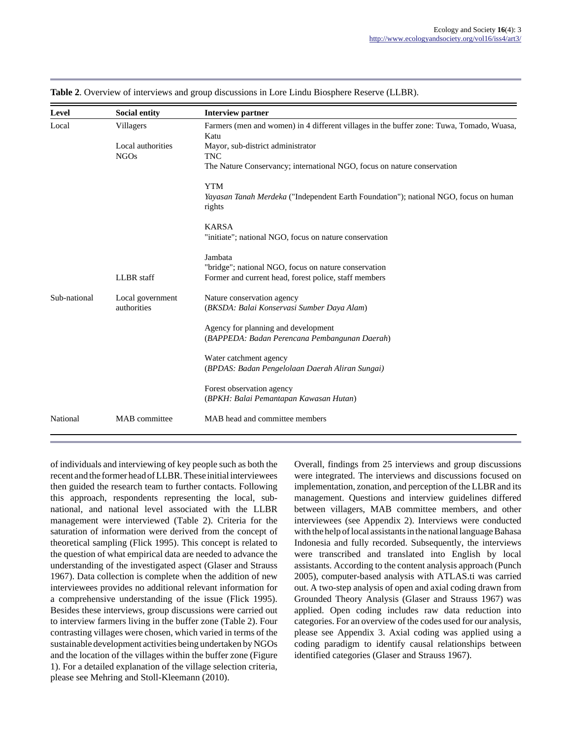**Table 2**. Overview of interviews and group discussions in Lore Lindu Biosphere Reserve (LLBR).

| Level | Social entity | Interview partner |
|---|---|---|
| Local | Villagers | Farmers (men and women) in 4 different villages in the buffer zone: Tuwa, Tomado, Wuasa, Katu |
| | Local authorities | Mayor, sub-district administrator |
| | NGOs | TNC<br>The Nature Conservancy; international NGO, focus on nature conservation<br><br>YTM<br>*Yayasan Tanah Merdeka* ("Independent Earth Foundation"); national NGO, focus on human rights<br><br>KARSA<br>"initiate"; national NGO, focus on nature conservation<br><br>Jambata<br>"bridge"; national NGO, focus on nature conservation |
| | LLBR staff | Former and current head, forest police, staff members |
| Sub-national | Local government authorities | Nature conservation agency<br>(*BKSDA: Balai Konservasi Sumber Daya Alam*)<br><br>Agency for planning and development<br>(*BAPPEDA: Badan Perencana Pembangunan Daerah*)<br><br>Water catchment agency<br>(*BPDAS: Badan Pengelolaan Daerah Aliran Sungai)*<br><br>Forest observation agency<br>(*BPKH: Balai Pemantapan Kawasan Hutan*) |
| National | MAB committee | MAB head and committee members |

of individuals and interviewing of key people such as both the recent and the former head of LLBR. These initial interviewees then guided the research team to further contacts. Following this approach, respondents representing the local, sub-national, and national level associated with the LLBR management were interviewed (Table 2). Criteria for the saturation of information were derived from the concept of theoretical sampling (Flick 1995). This concept is related to the question of what empirical data are needed to advance the understanding of the investigated aspect (Glaser and Strauss 1967). Data collection is complete when the addition of new interviewees provides no additional relevant information for a comprehensive understanding of the issue (Flick 1995). Besides these interviews, group discussions were carried out to interview farmers living in the buffer zone (Table 2). Four contrasting villages were chosen, which varied in terms of the sustainable development activities being undertaken by NGOs and the location of the villages within the buffer zone (Figure 1). For a detailed explanation of the village selection criteria, please see Mehring and Stoll-Kleemann (2010).

Overall, findings from 25 interviews and group discussions were integrated. The interviews and discussions focused on implementation, zonation, and perception of the LLBR and its management. Questions and interview guidelines differed between villagers, MAB committee members, and other interviewees (see Appendix 2). Interviews were conducted with the help of local assistants in the national language Bahasa Indonesia and fully recorded. Subsequently, the interviews were transcribed and translated into English by local assistants. According to the content analysis approach (Punch 2005), computer-based analysis with ATLAS.ti was carried out. A two-step analysis of open and axial coding drawn from Grounded Theory Analysis (Glaser and Strauss 1967) was applied. Open coding includes raw data reduction into categories. For an overview of the codes used for our analysis, please see Appendix 3. Axial coding was applied using a coding paradigm to identify causal relationships between identified categories (Glaser and Strauss 1967).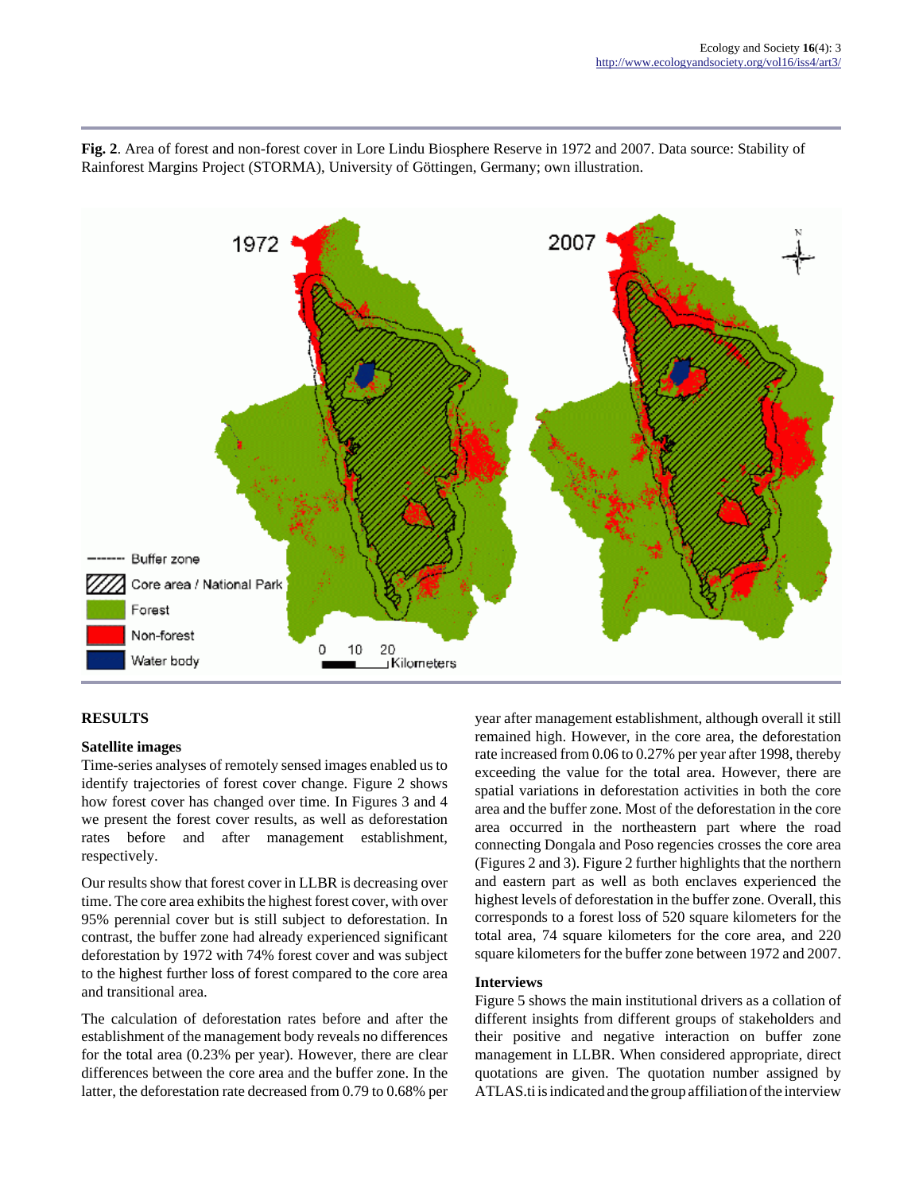**Fig. 2**. Area of forest and non-forest cover in Lore Lindu Biosphere Reserve in 1972 and 2007. Data source: Stability of Rainforest Margins Project (STORMA), University of Göttingen, Germany; own illustration.

1972

2007

Buffer zone

Core area / National Park

Forest

Non-forest

Water body

0 10 20 Kilometers

## RESULTS

### Satellite images

Time-series analyses of remotely sensed images enabled us to identify trajectories of forest cover change. Figure 2 shows how forest cover has changed over time. In Figures 3 and 4 we present the forest cover results, as well as deforestation rates before and after management establishment, respectively.

Our results show that forest cover in LLBR is decreasing over time. The core area exhibits the highest forest cover, with over 95% perennial cover but is still subject to deforestation. In contrast, the buffer zone had already experienced significant deforestation by 1972 with 74% forest cover and was subject to the highest further loss of forest compared to the core area and transitional area.

The calculation of deforestation rates before and after the establishment of the management body reveals no differences for the total area (0.23% per year). However, there are clear differences between the core area and the buffer zone. In the latter, the deforestation rate decreased from 0.79 to 0.68% per year after management establishment, although overall it still remained high. However, in the core area, the deforestation rate increased from 0.06 to 0.27% per year after 1998, thereby exceeding the value for the total area. However, there are spatial variations in deforestation activities in both the core area and the buffer zone. Most of the deforestation in the core area occurred in the northeastern part where the road connecting Dongala and Poso regencies crosses the core area (Figures 2 and 3). Figure 2 further highlights that the northern and eastern part as well as both enclaves experienced the highest levels of deforestation in the buffer zone. Overall, this corresponds to a forest loss of 520 square kilometers for the total area, 74 square kilometers for the core area, and 220 square kilometers for the buffer zone between 1972 and 2007.

### Interviews

Figure 5 shows the main institutional drivers as a collation of different insights from different groups of stakeholders and their positive and negative interaction on buffer zone management in LLBR. When considered appropriate, direct quotations are given. The quotation number assigned by ATLAS.ti is indicated and the group affiliation of the interview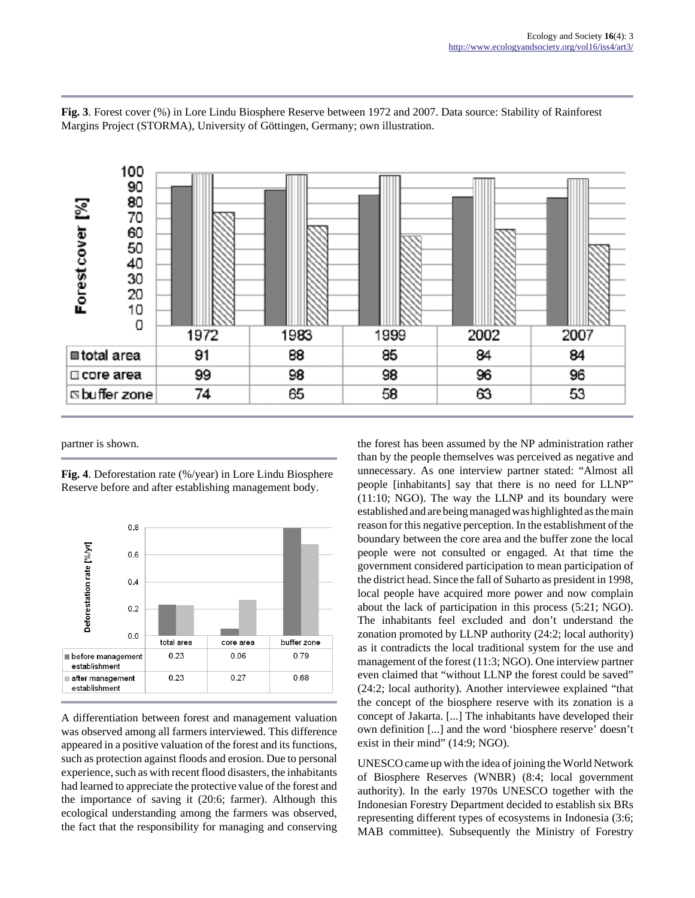**Fig. 3**. Forest cover (%) in Lore Lindu Biosphere Reserve between 1972 and 2007. Data source: Stability of Rainforest Margins Project (STORMA), University of Göttingen, Germany; own illustration.

Forest cover [%]

100
90
80
70
60
50
40
30
20
10
0

1972 1983 1999 2002 2007

total area 91 88 85 84 84

core area 99 98 98 96 96

buffer zone 74 65 58 63 53

partner is shown.

**Fig. 4**. Deforestation rate (%/year) in Lore Lindu Biosphere Reserve before and after establishing management body.

Deforestation rate [%/yr]

0.8
0.6
0.4
0.2
0.0

total area core area buffer zone

before management establishment 0.23 0.06 0.79

after management establishment 0.23 0.27 0.68

A differentiation between forest and management valuation was observed among all farmers interviewed. This difference appeared in a positive valuation of the forest and its functions, such as protection against floods and erosion. Due to personal experience, such as with recent flood disasters, the inhabitants had learned to appreciate the protective value of the forest and the importance of saving it (20:6; farmer). Although this ecological understanding among the farmers was observed, the fact that the responsibility for managing and conserving the forest has been assumed by the NP administration rather than by the people themselves was perceived as negative and unnecessary. As one interview partner stated: "Almost all people [inhabitants] say that there is no need for LLNP" (11:10; NGO). The way the LLNP and its boundary were established and are being managed was highlighted as the main reason for this negative perception. In the establishment of the boundary between the core area and the buffer zone the local people were not consulted or engaged. At that time the government considered participation to mean participation of the district head. Since the fall of Suharto as president in 1998, local people have acquired more power and now complain about the lack of participation in this process (5:21; NGO). The inhabitants feel excluded and don't understand the zonation promoted by LLNP authority (24:2; local authority) as it contradicts the local traditional system for the use and management of the forest (11:3; NGO). One interview partner even claimed that "without LLNP the forest could be saved" (24:2; local authority). Another interviewee explained "that the concept of the biosphere reserve with its zonation is a concept of Jakarta. [...] The inhabitants have developed their own definition [...] and the word 'biosphere reserve' doesn't exist in their mind" (14:9; NGO).

UNESCO came up with the idea of joining the World Network of Biosphere Reserves (WNBR) (8:4; local government authority). In the early 1970s UNESCO together with the Indonesian Forestry Department decided to establish six BRs representing different types of ecosystems in Indonesia (3:6; MAB committee). Subsequently the Ministry of Forestry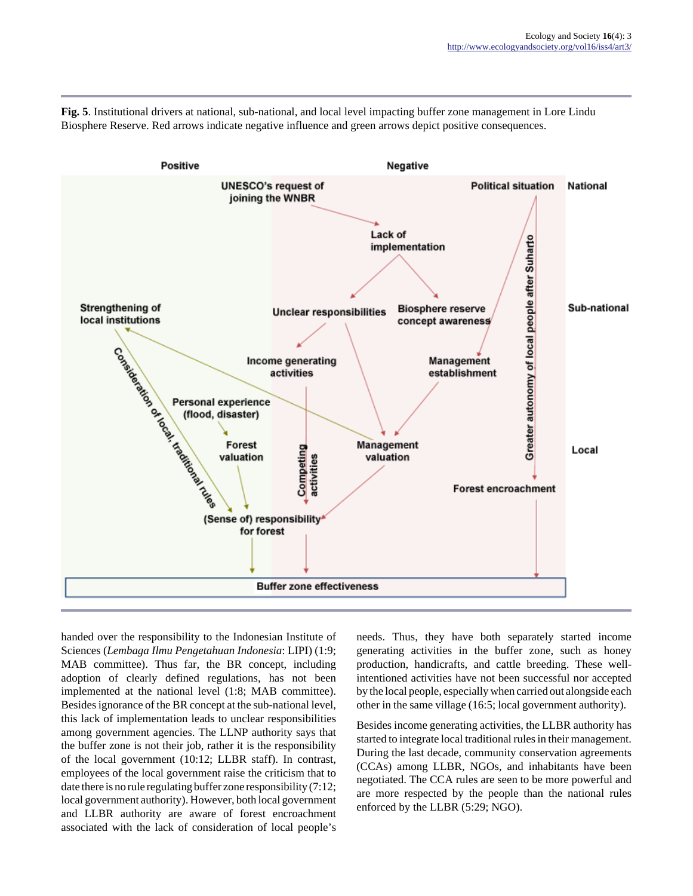**Fig. 5**. Institutional drivers at national, sub-national, and local level impacting buffer zone management in Lore Lindu Biosphere Reserve. Red arrows indicate negative influence and green arrows depict positive consequences.

Positive

Negative

National

Sub-national

Local

UNESCO's request of joining the WNBR

Political situation

Lack of implementation

Unclear responsibilities

Biosphere reserve concept awareness

Strengthening of local institutions

Income generating activities

Management establishment

Personal experience (flood, disaster)

Forest valuation

Management valuation

Competing activities

Greater autonomy of local people after Suharto

Consideration of local, traditional rules

Forest encroachment

(Sense of) responsibility for forest

Buffer zone effectiveness

handed over the responsibility to the Indonesian Institute of Sciences (*Lembaga Ilmu Pengetahuan Indonesia*: LIPI) (1:9; MAB committee). Thus far, the BR concept, including adoption of clearly defined regulations, has not been implemented at the national level (1:8; MAB committee). Besides ignorance of the BR concept at the sub-national level, this lack of implementation leads to unclear responsibilities among government agencies. The LLNP authority says that the buffer zone is not their job, rather it is the responsibility of the local government (10:12; LLBR staff). In contrast, employees of the local government raise the criticism that to date there is no rule regulating buffer zone responsibility (7:12; local government authority). However, both local government and LLBR authority are aware of forest encroachment associated with the lack of consideration of local people's needs. Thus, they have both separately started income generating activities in the buffer zone, such as honey production, handicrafts, and cattle breeding. These well-intentioned activities have not been successful nor accepted by the local people, especially when carried out alongside each other in the same village (16:5; local government authority).

Besides income generating activities, the LLBR authority has started to integrate local traditional rules in their management. During the last decade, community conservation agreements (CCAs) among LLBR, NGOs, and inhabitants have been negotiated. The CCA rules are seen to be more powerful and are more respected by the people than the national rules enforced by the LLBR (5:29; NGO).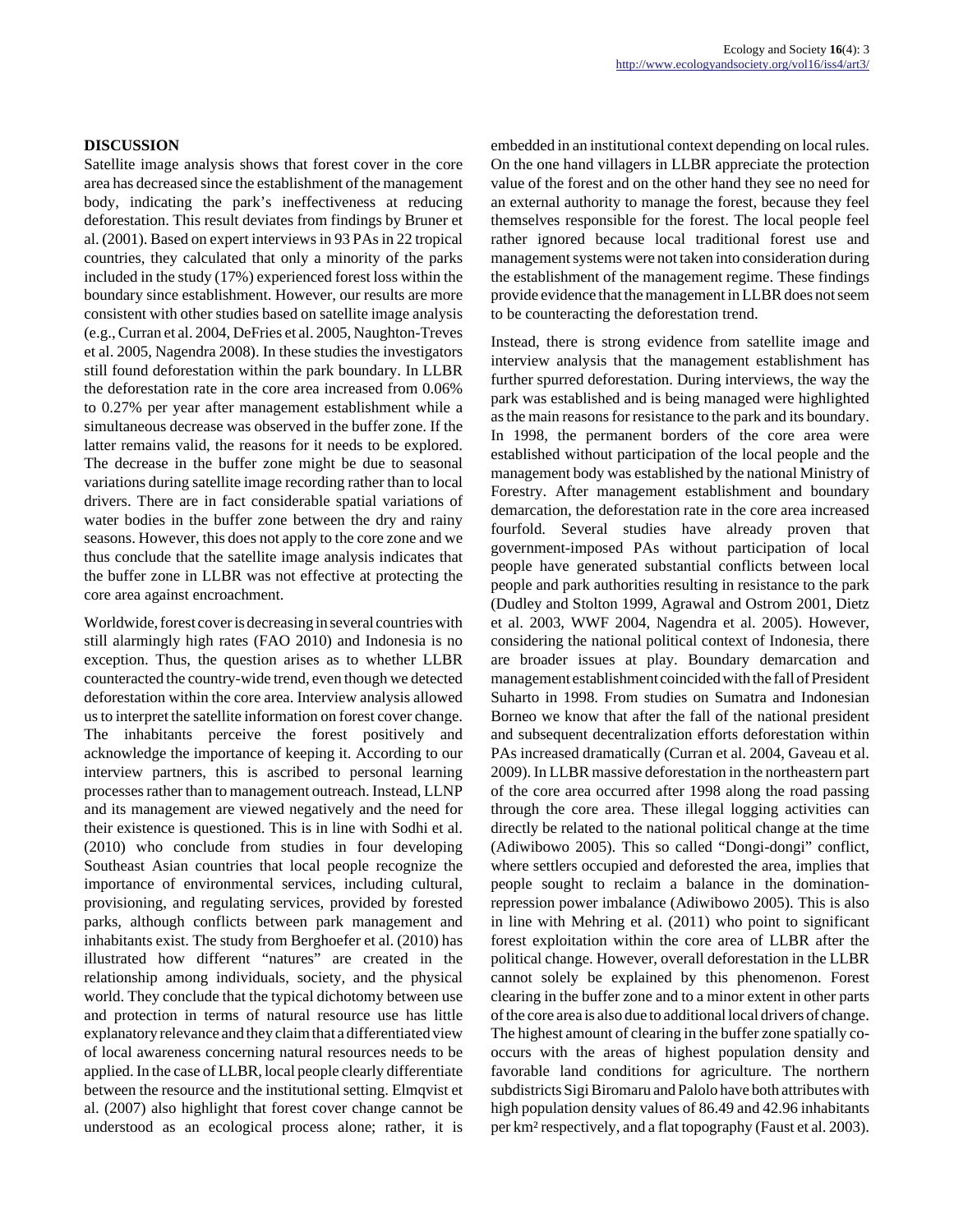## DISCUSSION

Satellite image analysis shows that forest cover in the core area has decreased since the establishment of the management body, indicating the park's ineffectiveness at reducing deforestation. This result deviates from findings by Bruner et al. (2001). Based on expert interviews in 93 PAs in 22 tropical countries, they calculated that only a minority of the parks included in the study (17%) experienced forest loss within the boundary since establishment. However, our results are more consistent with other studies based on satellite image analysis (e.g., Curran et al. 2004, DeFries et al. 2005, Naughton-Treves et al. 2005, Nagendra 2008). In these studies the investigators still found deforestation within the park boundary. In LLBR the deforestation rate in the core area increased from 0.06% to 0.27% per year after management establishment while a simultaneous decrease was observed in the buffer zone. If the latter remains valid, the reasons for it needs to be explored. The decrease in the buffer zone might be due to seasonal variations during satellite image recording rather than to local drivers. There are in fact considerable spatial variations of water bodies in the buffer zone between the dry and rainy seasons. However, this does not apply to the core zone and we thus conclude that the satellite image analysis indicates that the buffer zone in LLBR was not effective at protecting the core area against encroachment.

Worldwide, forest cover is decreasing in several countries with still alarmingly high rates (FAO 2010) and Indonesia is no exception. Thus, the question arises as to whether LLBR counteracted the country-wide trend, even though we detected deforestation within the core area. Interview analysis allowed us to interpret the satellite information on forest cover change. The inhabitants perceive the forest positively and acknowledge the importance of keeping it. According to our interview partners, this is ascribed to personal learning processes rather than to management outreach. Instead, LLNP and its management are viewed negatively and the need for their existence is questioned. This is in line with Sodhi et al. (2010) who conclude from studies in four developing Southeast Asian countries that local people recognize the importance of environmental services, including cultural, provisioning, and regulating services, provided by forested parks, although conflicts between park management and inhabitants exist. The study from Berghoefer et al. (2010) has illustrated how different "natures" are created in the relationship among individuals, society, and the physical world. They conclude that the typical dichotomy between use and protection in terms of natural resource use has little explanatory relevance and they claim that a differentiated view of local awareness concerning natural resources needs to be applied. In the case of LLBR, local people clearly differentiate between the resource and the institutional setting. Elmqvist et al. (2007) also highlight that forest cover change cannot be understood as an ecological process alone; rather, it is embedded in an institutional context depending on local rules. On the one hand villagers in LLBR appreciate the protection value of the forest and on the other hand they see no need for an external authority to manage the forest, because they feel themselves responsible for the forest. The local people feel rather ignored because local traditional forest use and management systems were not taken into consideration during the establishment of the management regime. These findings provide evidence that the management in LLBR does not seem to be counteracting the deforestation trend.

Instead, there is strong evidence from satellite image and interview analysis that the management establishment has further spurred deforestation. During interviews, the way the park was established and is being managed were highlighted as the main reasons for resistance to the park and its boundary. In 1998, the permanent borders of the core area were established without participation of the local people and the management body was established by the national Ministry of Forestry. After management establishment and boundary demarcation, the deforestation rate in the core area increased fourfold. Several studies have already proven that government-imposed PAs without participation of local people have generated substantial conflicts between local people and park authorities resulting in resistance to the park (Dudley and Stolton 1999, Agrawal and Ostrom 2001, Dietz et al. 2003, WWF 2004, Nagendra et al. 2005). However, considering the national political context of Indonesia, there are broader issues at play. Boundary demarcation and management establishment coincided with the fall of President Suharto in 1998. From studies on Sumatra and Indonesian Borneo we know that after the fall of the national president and subsequent decentralization efforts deforestation within PAs increased dramatically (Curran et al. 2004, Gaveau et al. 2009). In LLBR massive deforestation in the northeastern part of the core area occurred after 1998 along the road passing through the core area. These illegal logging activities can directly be related to the national political change at the time (Adiwibowo 2005). This so called "Dongi-dongi" conflict, where settlers occupied and deforested the area, implies that people sought to reclaim a balance in the domination-repression power imbalance (Adiwibowo 2005). This is also in line with Mehring et al. (2011) who point to significant forest exploitation within the core area of LLBR after the political change. However, overall deforestation in the LLBR cannot solely be explained by this phenomenon. Forest clearing in the buffer zone and to a minor extent in other parts of the core area is also due to additional local drivers of change. The highest amount of clearing in the buffer zone spatially co-occurs with the areas of highest population density and favorable land conditions for agriculture. The northern subdistricts Sigi Biromaru and Palolo have both attributes with high population density values of 86.49 and 42.96 inhabitants per km² respectively, and a flat topography (Faust et al. 2003).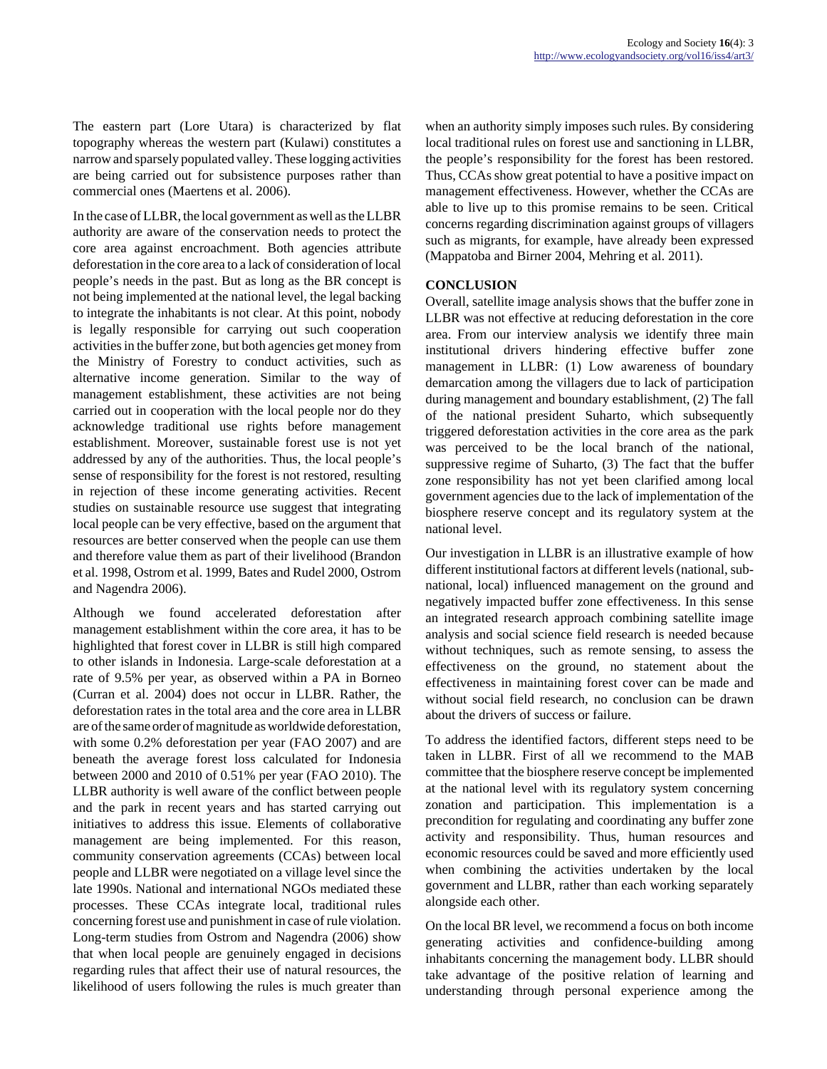The eastern part (Lore Utara) is characterized by flat topography whereas the western part (Kulawi) constitutes a narrow and sparsely populated valley. These logging activities are being carried out for subsistence purposes rather than commercial ones (Maertens et al. 2006).

In the case of LLBR, the local government as well as the LLBR authority are aware of the conservation needs to protect the core area against encroachment. Both agencies attribute deforestation in the core area to a lack of consideration of local people's needs in the past. But as long as the BR concept is not being implemented at the national level, the legal backing to integrate the inhabitants is not clear. At this point, nobody is legally responsible for carrying out such cooperation activities in the buffer zone, but both agencies get money from the Ministry of Forestry to conduct activities, such as alternative income generation. Similar to the way of management establishment, these activities are not being carried out in cooperation with the local people nor do they acknowledge traditional use rights before management establishment. Moreover, sustainable forest use is not yet addressed by any of the authorities. Thus, the local people's sense of responsibility for the forest is not restored, resulting in rejection of these income generating activities. Recent studies on sustainable resource use suggest that integrating local people can be very effective, based on the argument that resources are better conserved when the people can use them and therefore value them as part of their livelihood (Brandon et al. 1998, Ostrom et al. 1999, Bates and Rudel 2000, Ostrom and Nagendra 2006).

Although we found accelerated deforestation after management establishment within the core area, it has to be highlighted that forest cover in LLBR is still high compared to other islands in Indonesia. Large-scale deforestation at a rate of 9.5% per year, as observed within a PA in Borneo (Curran et al. 2004) does not occur in LLBR. Rather, the deforestation rates in the total area and the core area in LLBR are of the same order of magnitude as worldwide deforestation, with some 0.2% deforestation per year (FAO 2007) and are beneath the average forest loss calculated for Indonesia between 2000 and 2010 of 0.51% per year (FAO 2010). The LLBR authority is well aware of the conflict between people and the park in recent years and has started carrying out initiatives to address this issue. Elements of collaborative management are being implemented. For this reason, community conservation agreements (CCAs) between local people and LLBR were negotiated on a village level since the late 1990s. National and international NGOs mediated these processes. These CCAs integrate local, traditional rules concerning forest use and punishment in case of rule violation. Long-term studies from Ostrom and Nagendra (2006) show that when local people are genuinely engaged in decisions regarding rules that affect their use of natural resources, the likelihood of users following the rules is much greater than when an authority simply imposes such rules. By considering local traditional rules on forest use and sanctioning in LLBR, the people's responsibility for the forest has been restored. Thus, CCAs show great potential to have a positive impact on management effectiveness. However, whether the CCAs are able to live up to this promise remains to be seen. Critical concerns regarding discrimination against groups of villagers such as migrants, for example, have already been expressed (Mappatoba and Birner 2004, Mehring et al. 2011).

## CONCLUSION

Overall, satellite image analysis shows that the buffer zone in LLBR was not effective at reducing deforestation in the core area. From our interview analysis we identify three main institutional drivers hindering effective buffer zone management in LLBR: (1) Low awareness of boundary demarcation among the villagers due to lack of participation during management and boundary establishment, (2) The fall of the national president Suharto, which subsequently triggered deforestation activities in the core area as the park was perceived to be the local branch of the national, suppressive regime of Suharto, (3) The fact that the buffer zone responsibility has not yet been clarified among local government agencies due to the lack of implementation of the biosphere reserve concept and its regulatory system at the national level.

Our investigation in LLBR is an illustrative example of how different institutional factors at different levels (national, sub-national, local) influenced management on the ground and negatively impacted buffer zone effectiveness. In this sense an integrated research approach combining satellite image analysis and social science field research is needed because without techniques, such as remote sensing, to assess the effectiveness on the ground, no statement about the effectiveness in maintaining forest cover can be made and without social field research, no conclusion can be drawn about the drivers of success or failure.

To address the identified factors, different steps need to be taken in LLBR. First of all we recommend to the MAB committee that the biosphere reserve concept be implemented at the national level with its regulatory system concerning zonation and participation. This implementation is a precondition for regulating and coordinating any buffer zone activity and responsibility. Thus, human resources and economic resources could be saved and more efficiently used when combining the activities undertaken by the local government and LLBR, rather than each working separately alongside each other.

On the local BR level, we recommend a focus on both income generating activities and confidence-building among inhabitants concerning the management body. LLBR should take advantage of the positive relation of learning and understanding through personal experience among the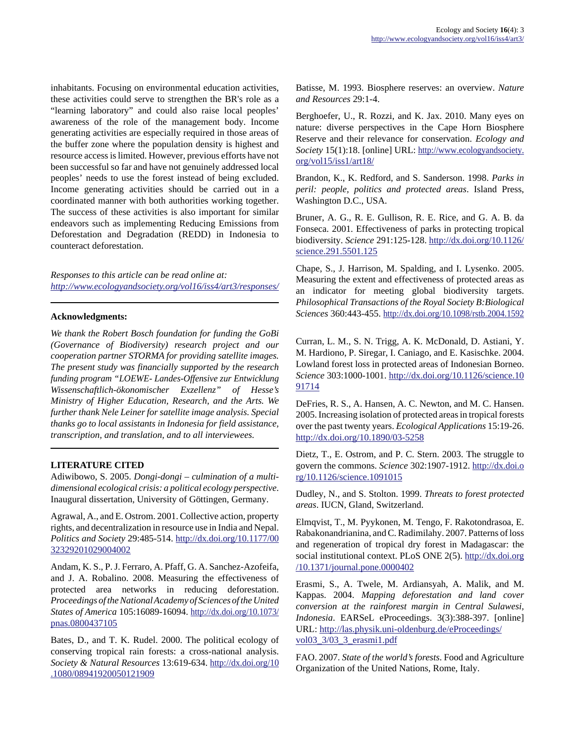inhabitants. Focusing on environmental education activities, these activities could serve to strengthen the BR's role as a "learning laboratory" and could also raise local peoples' awareness of the role of the management body. Income generating activities are especially required in those areas of the buffer zone where the population density is highest and resource access is limited. However, previous efforts have not been successful so far and have not genuinely addressed local peoples' needs to use the forest instead of being excluded. Income generating activities should be carried out in a coordinated manner with both authorities working together. The success of these activities is also important for similar endeavors such as implementing Reducing Emissions from Deforestation and Degradation (REDD) in Indonesia to counteract deforestation.

*Responses to this article can be read online at:*
*http://www.ecologyandsociety.org/vol16/iss4/art3/responses/*

---

**Acknowledgments:**

*We thank the Robert Bosch foundation for funding the GoBi (Governance of Biodiversity) research project and our cooperation partner STORMA for providing satellite images. The present study was financially supported by the research funding program "LOEWE- Landes-Offensive zur Entwicklung Wissenschaftlich-ökonomischer Exzellenz" of Hesse's Ministry of Higher Education, Research, and the Arts. We further thank Nele Leiner for satellite image analysis. Special thanks go to local assistants in Indonesia for field assistance, transcription, and translation, and to all interviewees.*

---

**LITERATURE CITED**

Adiwibowo, S. 2005. *Dongi-dongi – culmination of a multi-dimensional ecological crisis: a political ecology perspective*. Inaugural dissertation, University of Göttingen, Germany.

Agrawal, A., and E. Ostrom. 2001. Collective action, property rights, and decentralization in resource use in India and Nepal. *Politics and Society* 29:485-514. http://dx.doi.org/10.1177/0032329201029004002

Andam, K. S., P. J. Ferraro, A. Pfaff, G. A. Sanchez-Azofeifa, and J. A. Robalino. 2008. Measuring the effectiveness of protected area networks in reducing deforestation. *Proceedings of the National Academy of Sciences of the United States of America* 105:16089-16094. http://dx.doi.org/10.1073/pnas.0800437105

Bates, D., and T. K. Rudel. 2000. The political ecology of conserving tropical rain forests: a cross-national analysis. *Society & Natural Resources* 13:619-634. http://dx.doi.org/10.1080/08941920050121909

Batisse, M. 1993. Biosphere reserves: an overview. *Nature and Resources* 29:1-4.

Berghoefer, U., R. Rozzi, and K. Jax. 2010. Many eyes on nature: diverse perspectives in the Cape Horn Biosphere Reserve and their relevance for conservation. *Ecology and Society* 15(1):18. [online] URL: http://www.ecologyandsociety.org/vol15/iss1/art18/

Brandon, K., K. Redford, and S. Sanderson. 1998. *Parks in peril: people, politics and protected areas*. Island Press, Washington D.C., USA.

Bruner, A. G., R. E. Gullison, R. E. Rice, and G. A. B. da Fonseca. 2001. Effectiveness of parks in protecting tropical biodiversity. *Science* 291:125-128. http://dx.doi.org/10.1126/science.291.5501.125

Chape, S., J. Harrison, M. Spalding, and I. Lysenko. 2005. Measuring the extent and effectiveness of protected areas as an indicator for meeting global biodiversity targets. *Philosophical Transactions of the Royal Society B:Biological Sciences* 360:443-455. http://dx.doi.org/10.1098/rstb.2004.1592

Curran, L. M., S. N. Trigg, A. K. McDonald, D. Astiani, Y. M. Hardiono, P. Siregar, I. Caniago, and E. Kasischke. 2004. Lowland forest loss in protected areas of Indonesian Borneo. *Science* 303:1000-1001. http://dx.doi.org/10.1126/science.1091714

DeFries, R. S., A. Hansen, A. C. Newton, and M. C. Hansen. 2005. Increasing isolation of protected areas in tropical forests over the past twenty years. *Ecological Applications* 15:19-26. http://dx.doi.org/10.1890/03-5258

Dietz, T., E. Ostrom, and P. C. Stern. 2003. The struggle to govern the commons. *Science* 302:1907-1912. http://dx.doi.org/10.1126/science.1091015

Dudley, N., and S. Stolton. 1999. *Threats to forest protected areas*. IUCN, Gland, Switzerland.

Elmqvist, T., M. Pyykonen, M. Tengo, F. Rakotondrasoa, E. Rabakonandrianina, and C. Radimilahy. 2007. Patterns of loss and regeneration of tropical dry forest in Madagascar: the social institutional context. PLoS ONE 2(5). http://dx.doi.org/10.1371/journal.pone.0000402

Erasmi, S., A. Twele, M. Ardiansyah, A. Malik, and M. Kappas. 2004. *Mapping deforestation and land cover conversion at the rainforest margin in Central Sulawesi, Indonesia*. EARSeL eProceedings. 3(3):388-397. [online] URL: http://las.physik.uni-oldenburg.de/eProceedings/vol03_3/03_3_erasmi1.pdf

FAO. 2007. *State of the world's forests*. Food and Agriculture Organization of the United Nations, Rome, Italy.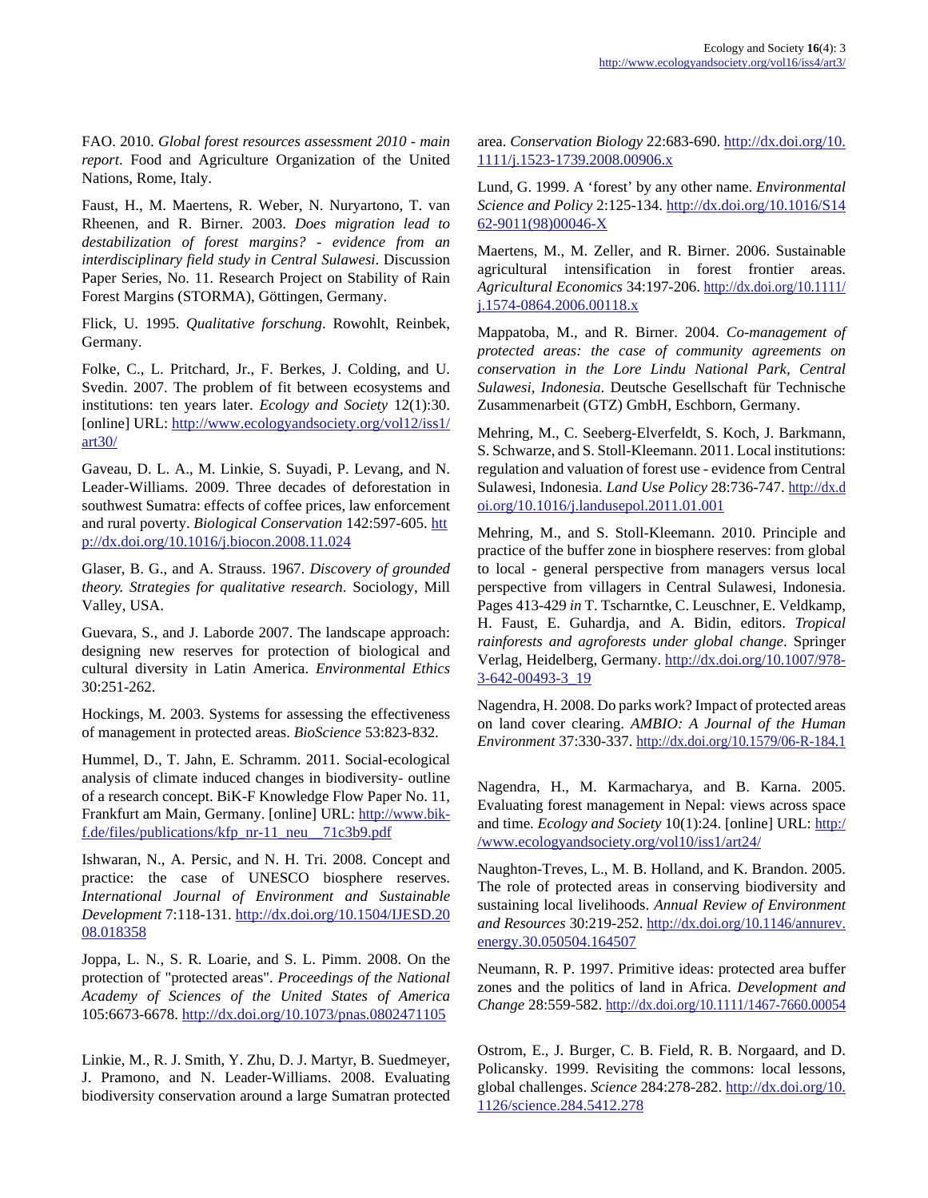FAO. 2010. *Global forest resources assessment 2010 - main report*. Food and Agriculture Organization of the United Nations, Rome, Italy.

Faust, H., M. Maertens, R. Weber, N. Nuryartono, T. van Rheenen, and R. Birner. 2003. *Does migration lead to destabilization of forest margins? - evidence from an interdisciplinary field study in Central Sulawesi*. Discussion Paper Series, No. 11. Research Project on Stability of Rain Forest Margins (STORMA), Göttingen, Germany.

Flick, U. 1995. *Qualitative forschung*. Rowohlt, Reinbek, Germany.

Folke, C., L. Pritchard, Jr., F. Berkes, J. Colding, and U. Svedin. 2007. The problem of fit between ecosystems and institutions: ten years later. *Ecology and Society* 12(1):30. [online] URL: http://www.ecologyandsociety.org/vol12/iss1/art30/

Gaveau, D. L. A., M. Linkie, S. Suyadi, P. Levang, and N. Leader-Williams. 2009. Three decades of deforestation in southwest Sumatra: effects of coffee prices, law enforcement and rural poverty. *Biological Conservation* 142:597-605. http://dx.doi.org/10.1016/j.biocon.2008.11.024

Glaser, B. G., and A. Strauss. 1967. *Discovery of grounded theory. Strategies for qualitative research*. Sociology, Mill Valley, USA.

Guevara, S., and J. Laborde 2007. The landscape approach: designing new reserves for protection of biological and cultural diversity in Latin America. *Environmental Ethics* 30:251-262.

Hockings, M. 2003. Systems for assessing the effectiveness of management in protected areas. *BioScience* 53:823-832.

Hummel, D., T. Jahn, E. Schramm. 2011. Social-ecological analysis of climate induced changes in biodiversity- outline of a research concept. BiK-F Knowledge Flow Paper No. 11, Frankfurt am Main, Germany. [online] URL: http://www.bik-f.de/files/publications/kfp_nr-11_neu__71c3b9.pdf

Ishwaran, N., A. Persic, and N. H. Tri. 2008. Concept and practice: the case of UNESCO biosphere reserves. *International Journal of Environment and Sustainable Development* 7:118-131. http://dx.doi.org/10.1504/IJESD.2008.018358

Joppa, L. N., S. R. Loarie, and S. L. Pimm. 2008. On the protection of "protected areas". *Proceedings of the National Academy of Sciences of the United States of America* 105:6673-6678. http://dx.doi.org/10.1073/pnas.0802471105

Linkie, M., R. J. Smith, Y. Zhu, D. J. Martyr, B. Suedmeyer, J. Pramono, and N. Leader-Williams. 2008. Evaluating biodiversity conservation around a large Sumatran protected area. *Conservation Biology* 22:683-690. http://dx.doi.org/10.1111/j.1523-1739.2008.00906.x

Lund, G. 1999. A 'forest' by any other name. *Environmental Science and Policy* 2:125-134. http://dx.doi.org/10.1016/S1462-9011(98)00046-X

Maertens, M., M. Zeller, and R. Birner. 2006. Sustainable agricultural intensification in forest frontier areas. *Agricultural Economics* 34:197-206. http://dx.doi.org/10.1111/j.1574-0864.2006.00118.x

Mappatoba, M., and R. Birner. 2004. *Co-management of protected areas: the case of community agreements on conservation in the Lore Lindu National Park, Central Sulawesi, Indonesia*. Deutsche Gesellschaft für Technische Zusammenarbeit (GTZ) GmbH, Eschborn, Germany.

Mehring, M., C. Seeberg-Elverfeldt, S. Koch, J. Barkmann, S. Schwarze, and S. Stoll-Kleemann. 2011. Local institutions: regulation and valuation of forest use - evidence from Central Sulawesi, Indonesia. *Land Use Policy* 28:736-747. http://dx.doi.org/10.1016/j.landusepol.2011.01.001

Mehring, M., and S. Stoll-Kleemann. 2010. Principle and practice of the buffer zone in biosphere reserves: from global to local - general perspective from managers versus local perspective from villagers in Central Sulawesi, Indonesia. Pages 413-429 *in* T. Tscharntke, C. Leuschner, E. Veldkamp, H. Faust, E. Guhardja, and A. Bidin, editors. *Tropical rainforests and agroforests under global change*. Springer Verlag, Heidelberg, Germany. http://dx.doi.org/10.1007/978-3-642-00493-3_19

Nagendra, H. 2008. Do parks work? Impact of protected areas on land cover clearing. *AMBIO: A Journal of the Human Environment* 37:330-337. http://dx.doi.org/10.1579/06-R-184.1

Nagendra, H., M. Karmacharya, and B. Karna. 2005. Evaluating forest management in Nepal: views across space and time. *Ecology and Society* 10(1):24. [online] URL: http://www.ecologyandsociety.org/vol10/iss1/art24/

Naughton-Treves, L., M. B. Holland, and K. Brandon. 2005. The role of protected areas in conserving biodiversity and sustaining local livelihoods. *Annual Review of Environment and Resources* 30:219-252. http://dx.doi.org/10.1146/annurev.energy.30.050504.164507

Neumann, R. P. 1997. Primitive ideas: protected area buffer zones and the politics of land in Africa. *Development and Change* 28:559-582. http://dx.doi.org/10.1111/1467-7660.00054

Ostrom, E., J. Burger, C. B. Field, R. B. Norgaard, and D. Policansky. 1999. Revisiting the commons: local lessons, global challenges. *Science* 284:278-282. http://dx.doi.org/10.1126/science.284.5412.278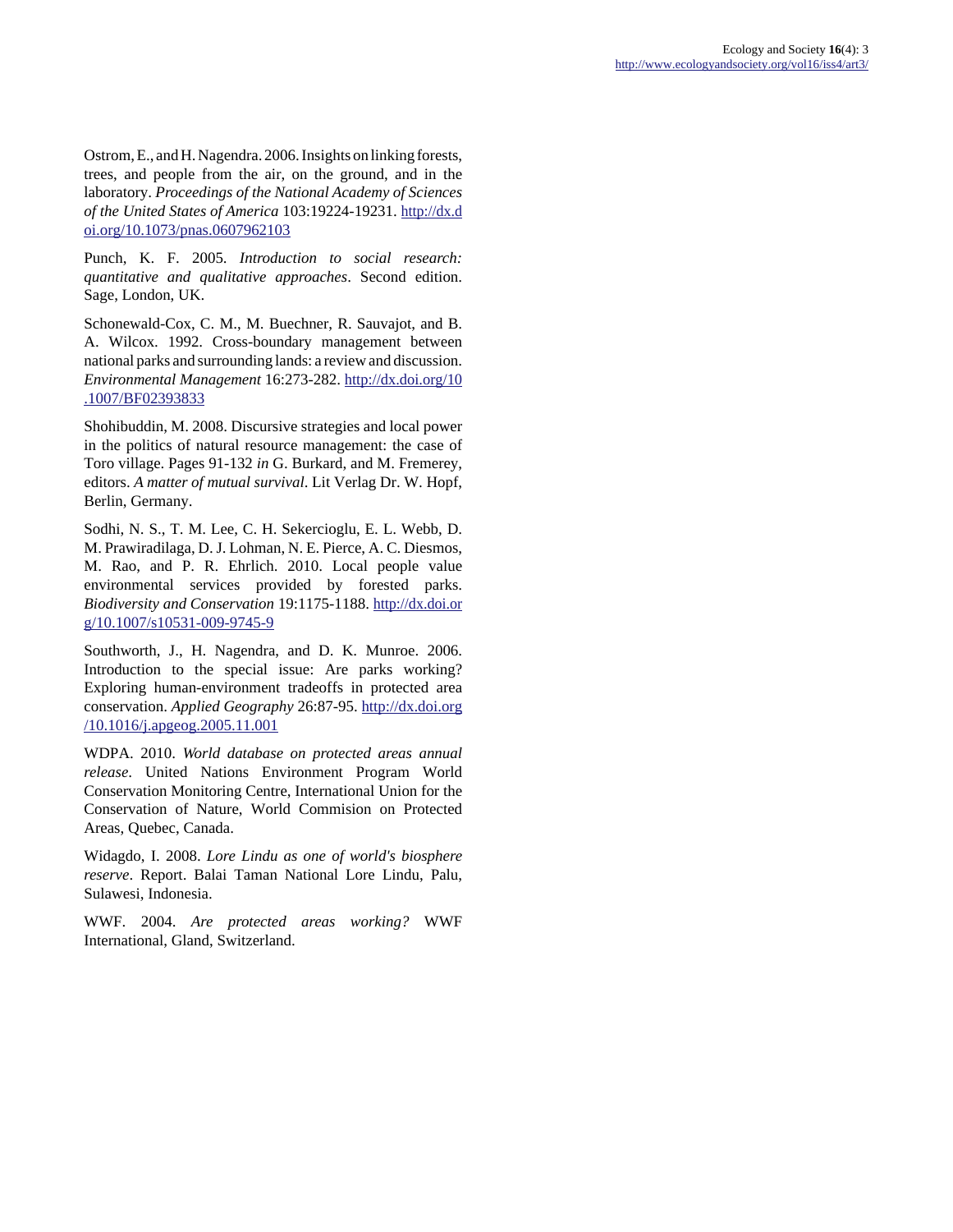Ostrom, E., and H. Nagendra. 2006. Insights on linking forests, trees, and people from the air, on the ground, and in the laboratory. *Proceedings of the National Academy of Sciences of the United States of America* 103:19224-19231. http://dx.doi.org/10.1073/pnas.0607962103

Punch, K. F. 2005. *Introduction to social research: quantitative and qualitative approaches*. Second edition. Sage, London, UK.

Schonewald-Cox, C. M., M. Buechner, R. Sauvajot, and B. A. Wilcox. 1992. Cross-boundary management between national parks and surrounding lands: a review and discussion. *Environmental Management* 16:273-282. http://dx.doi.org/10.1007/BF02393833

Shohibuddin, M. 2008. Discursive strategies and local power in the politics of natural resource management: the case of Toro village. Pages 91-132 *in* G. Burkard, and M. Fremerey, editors. *A matter of mutual survival*. Lit Verlag Dr. W. Hopf, Berlin, Germany.

Sodhi, N. S., T. M. Lee, C. H. Sekercioglu, E. L. Webb, D. M. Prawiradilaga, D. J. Lohman, N. E. Pierce, A. C. Diesmos, M. Rao, and P. R. Ehrlich. 2010. Local people value environmental services provided by forested parks. *Biodiversity and Conservation* 19:1175-1188. http://dx.doi.org/10.1007/s10531-009-9745-9

Southworth, J., H. Nagendra, and D. K. Munroe. 2006. Introduction to the special issue: Are parks working? Exploring human-environment tradeoffs in protected area conservation. *Applied Geography* 26:87-95. http://dx.doi.org/10.1016/j.apgeog.2005.11.001

WDPA. 2010. *World database on protected areas annual release*. United Nations Environment Program World Conservation Monitoring Centre, International Union for the Conservation of Nature, World Commision on Protected Areas, Quebec, Canada.

Widagdo, I. 2008. *Lore Lindu as one of world's biosphere reserve*. Report. Balai Taman National Lore Lindu, Palu, Sulawesi, Indonesia.

WWF. 2004. *Are protected areas working?* WWF International, Gland, Switzerland.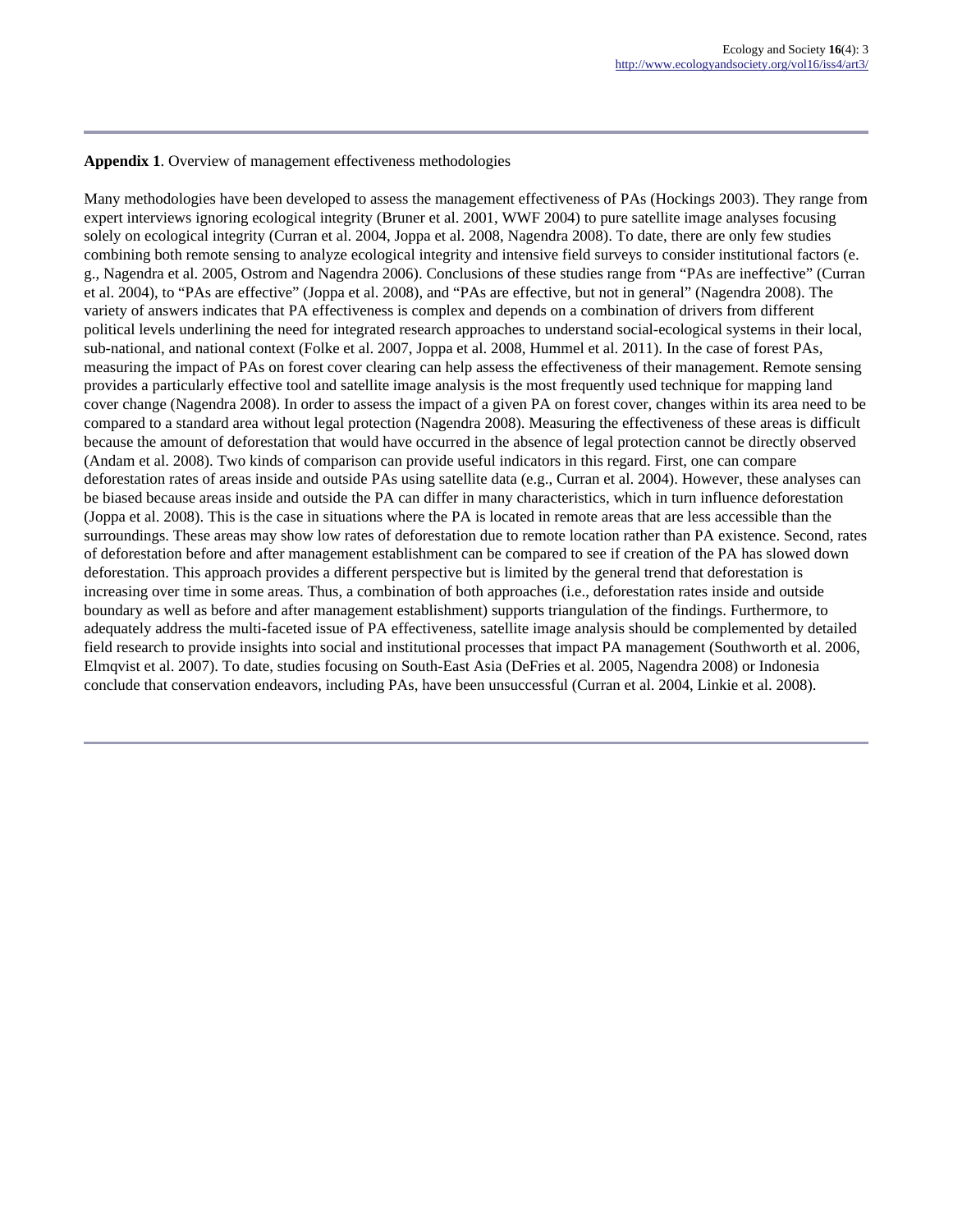**Appendix 1**. Overview of management effectiveness methodologies

Many methodologies have been developed to assess the management effectiveness of PAs (Hockings 2003). They range from expert interviews ignoring ecological integrity (Bruner et al. 2001, WWF 2004) to pure satellite image analyses focusing solely on ecological integrity (Curran et al. 2004, Joppa et al. 2008, Nagendra 2008). To date, there are only few studies combining both remote sensing to analyze ecological integrity and intensive field surveys to consider institutional factors (e. g., Nagendra et al. 2005, Ostrom and Nagendra 2006). Conclusions of these studies range from "PAs are ineffective" (Curran et al. 2004), to "PAs are effective" (Joppa et al. 2008), and "PAs are effective, but not in general" (Nagendra 2008). The variety of answers indicates that PA effectiveness is complex and depends on a combination of drivers from different political levels underlining the need for integrated research approaches to understand social-ecological systems in their local, sub-national, and national context (Folke et al. 2007, Joppa et al. 2008, Hummel et al. 2011). In the case of forest PAs, measuring the impact of PAs on forest cover clearing can help assess the effectiveness of their management. Remote sensing provides a particularly effective tool and satellite image analysis is the most frequently used technique for mapping land cover change (Nagendra 2008). In order to assess the impact of a given PA on forest cover, changes within its area need to be compared to a standard area without legal protection (Nagendra 2008). Measuring the effectiveness of these areas is difficult because the amount of deforestation that would have occurred in the absence of legal protection cannot be directly observed (Andam et al. 2008). Two kinds of comparison can provide useful indicators in this regard. First, one can compare deforestation rates of areas inside and outside PAs using satellite data (e.g., Curran et al. 2004). However, these analyses can be biased because areas inside and outside the PA can differ in many characteristics, which in turn influence deforestation (Joppa et al. 2008). This is the case in situations where the PA is located in remote areas that are less accessible than the surroundings. These areas may show low rates of deforestation due to remote location rather than PA existence. Second, rates of deforestation before and after management establishment can be compared to see if creation of the PA has slowed down deforestation. This approach provides a different perspective but is limited by the general trend that deforestation is increasing over time in some areas. Thus, a combination of both approaches (i.e., deforestation rates inside and outside boundary as well as before and after management establishment) supports triangulation of the findings. Furthermore, to adequately address the multi-faceted issue of PA effectiveness, satellite image analysis should be complemented by detailed field research to provide insights into social and institutional processes that impact PA management (Southworth et al. 2006, Elmqvist et al. 2007). To date, studies focusing on South-East Asia (DeFries et al. 2005, Nagendra 2008) or Indonesia conclude that conservation endeavors, including PAs, have been unsuccessful (Curran et al. 2004, Linkie et al. 2008).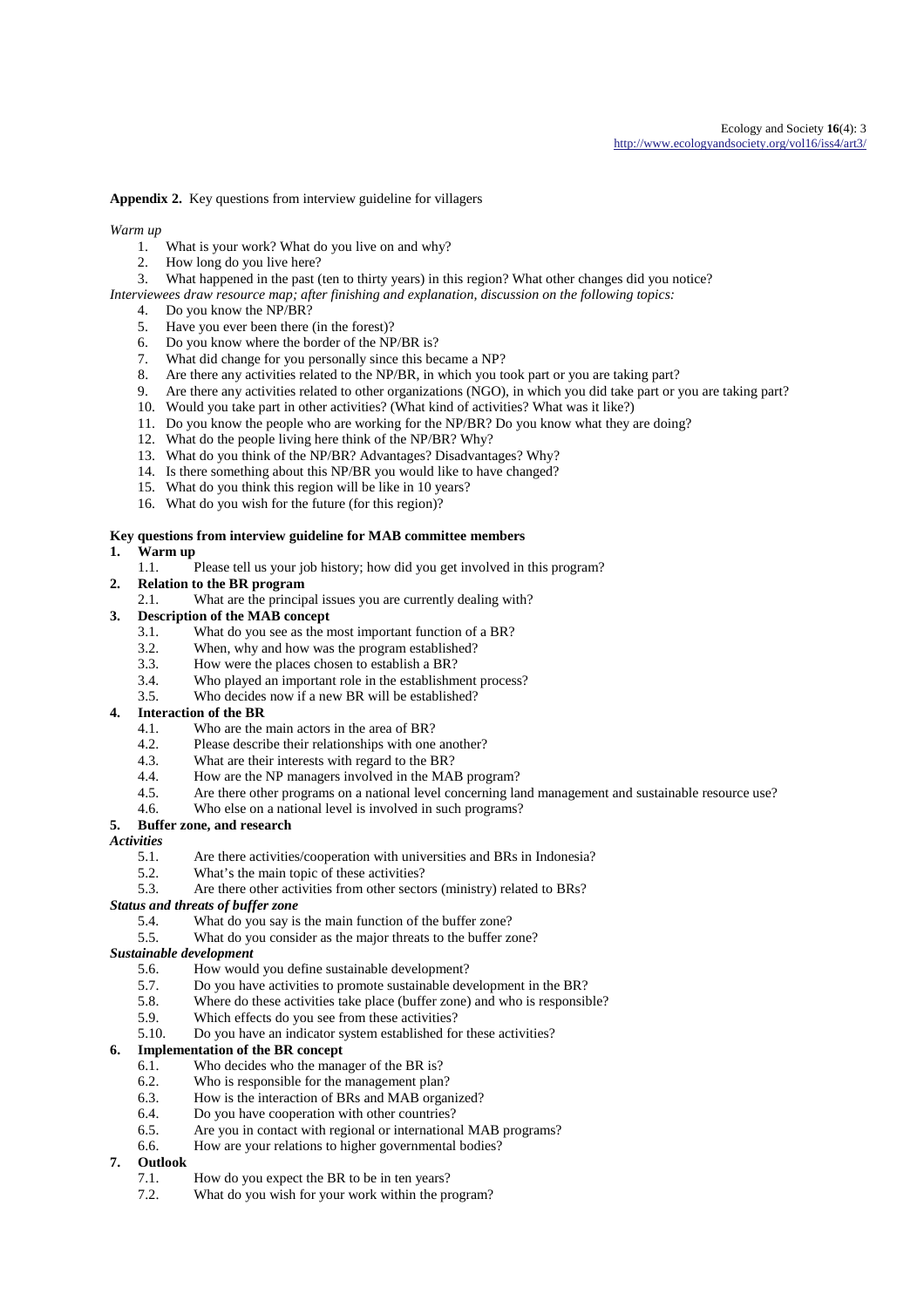**Appendix 2.** Key questions from interview guideline for villagers

*Warm up*

1. What is your work? What do you live on and why?
2. How long do you live here?
3. What happened in the past (ten to thirty years) in this region? What other changes did you notice?

*Interviewees draw resource map; after finishing and explanation, discussion on the following topics:*

4. Do you know the NP/BR?
5. Have you ever been there (in the forest)?
6. Do you know where the border of the NP/BR is?
7. What did change for you personally since this became a NP?
8. Are there any activities related to the NP/BR, in which you took part or you are taking part?
9. Are there any activities related to other organizations (NGO), in which you did take part or you are taking part?
10. Would you take part in other activities? (What kind of activities? What was it like?)
11. Do you know the people who are working for the NP/BR? Do you know what they are doing?
12. What do the people living here think of the NP/BR? Why?
13. What do you think of the NP/BR? Advantages? Disadvantages? Why?
14. Is there something about this NP/BR you would like to have changed?
15. What do you think this region will be like in 10 years?
16. What do you wish for the future (for this region)?

**Key questions from interview guideline for MAB committee members**

**1. Warm up**

1.1. Please tell us your job history; how did you get involved in this program?

**2. Relation to the BR program**

2.1. What are the principal issues you are currently dealing with?

**3. Description of the MAB concept**

3.1. What do you see as the most important function of a BR?
3.2. When, why and how was the program established?
3.3. How were the places chosen to establish a BR?
3.4. Who played an important role in the establishment process?
3.5. Who decides now if a new BR will be established?

**4. Interaction of the BR**

4.1. Who are the main actors in the area of BR?
4.2. Please describe their relationships with one another?
4.3. What are their interests with regard to the BR?
4.4. How are the NP managers involved in the MAB program?
4.5. Are there other programs on a national level concerning land management and sustainable resource use?
4.6. Who else on a national level is involved in such programs?

**5. Buffer zone, and research**

***Activities***

5.1. Are there activities/cooperation with universities and BRs in Indonesia?
5.2. What's the main topic of these activities?
5.3. Are there other activities from other sectors (ministry) related to BRs?

***Status and threats of buffer zone***

5.4. What do you say is the main function of the buffer zone?
5.5. What do you consider as the major threats to the buffer zone?

***Sustainable development***

5.6. How would you define sustainable development?
5.7. Do you have activities to promote sustainable development in the BR?
5.8. Where do these activities take place (buffer zone) and who is responsible?
5.9. Which effects do you see from these activities?
5.10. Do you have an indicator system established for these activities?

**6. Implementation of the BR concept**

6.1. Who decides who the manager of the BR is?
6.2. Who is responsible for the management plan?
6.3. How is the interaction of BRs and MAB organized?
6.4. Do you have cooperation with other countries?
6.5. Are you in contact with regional or international MAB programs?
6.6. How are your relations to higher governmental bodies?

**7. Outlook**

7.1. How do you expect the BR to be in ten years?
7.2. What do you wish for your work within the program?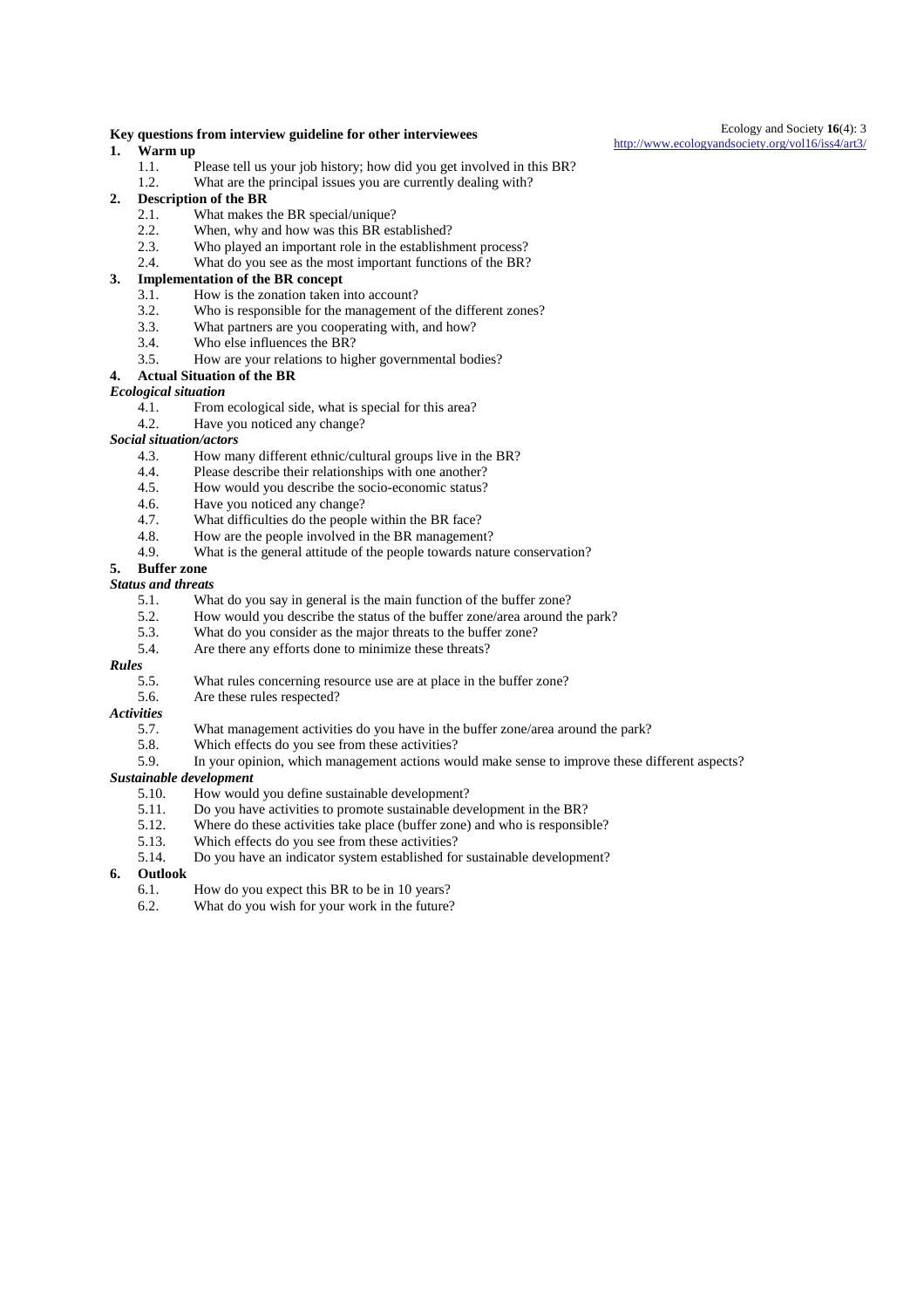**Key questions from interview guideline for other interviewees**

1. **Warm up**
    - 1.1. Please tell us your job history; how did you get involved in this BR?
    - 1.2. What are the principal issues you are currently dealing with?
2. **Description of the BR**
    - 2.1. What makes the BR special/unique?
    - 2.2. When, why and how was this BR established?
    - 2.3. Who played an important role in the establishment process?
    - 2.4. What do you see as the most important functions of the BR?
3. **Implementation of the BR concept**
    - 3.1. How is the zonation taken into account?
    - 3.2. Who is responsible for the management of the different zones?
    - 3.3. What partners are you cooperating with, and how?
    - 3.4. Who else influences the BR?
    - 3.5. How are your relations to higher governmental bodies?
4. **Actual Situation of the BR**

***Ecological situation***

- 4.1. From ecological side, what is special for this area?
- 4.2. Have you noticed any change?

***Social situation/actors***

- 4.3. How many different ethnic/cultural groups live in the BR?
- 4.4. Please describe their relationships with one another?
- 4.5. How would you describe the socio-economic status?
- 4.6. Have you noticed any change?
- 4.7. What difficulties do the people within the BR face?
- 4.8. How are the people involved in the BR management?
- 4.9. What is the general attitude of the people towards nature conservation?

5. **Buffer zone**

***Status and threats***

- 5.1. What do you say in general is the main function of the buffer zone?
- 5.2. How would you describe the status of the buffer zone/area around the park?
- 5.3. What do you consider as the major threats to the buffer zone?
- 5.4. Are there any efforts done to minimize these threats?

***Rules***

- 5.5. What rules concerning resource use are at place in the buffer zone?
- 5.6. Are these rules respected?

***Activities***

- 5.7. What management activities do you have in the buffer zone/area around the park?
- 5.8. Which effects do you see from these activities?
- 5.9. In your opinion, which management actions would make sense to improve these different aspects?

***Sustainable development***

- 5.10. How would you define sustainable development?
- 5.11. Do you have activities to promote sustainable development in the BR?
- 5.12. Where do these activities take place (buffer zone) and who is responsible?
- 5.13. Which effects do you see from these activities?
- 5.14. Do you have an indicator system established for sustainable development?

6. **Outlook**
    - 6.1. How do you expect this BR to be in 10 years?
    - 6.2. What do you wish for your work in the future?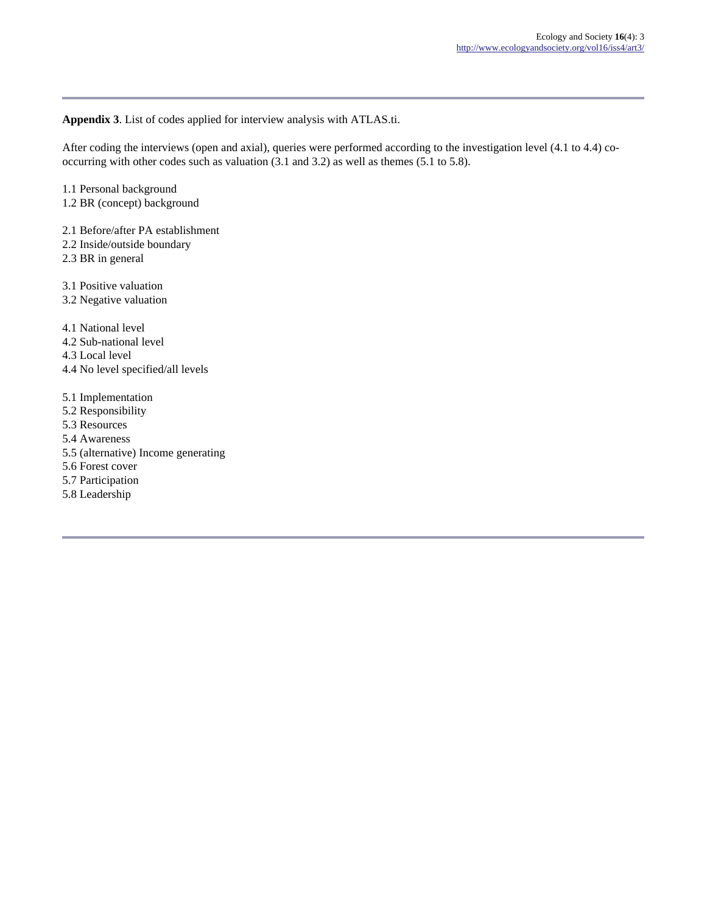**Appendix 3**. List of codes applied for interview analysis with ATLAS.ti.

After coding the interviews (open and axial), queries were performed according to the investigation level (4.1 to 4.4) co-occurring with other codes such as valuation (3.1 and 3.2) as well as themes (5.1 to 5.8).

1.1 Personal background  
1.2 BR (concept) background

2.1 Before/after PA establishment  
2.2 Inside/outside boundary  
2.3 BR in general

3.1 Positive valuation  
3.2 Negative valuation

4.1 National level  
4.2 Sub-national level  
4.3 Local level  
4.4 No level specified/all levels

5.1 Implementation  
5.2 Responsibility  
5.3 Resources  
5.4 Awareness  
5.5 (alternative) Income generating  
5.6 Forest cover  
5.7 Participation  
5.8 Leadership